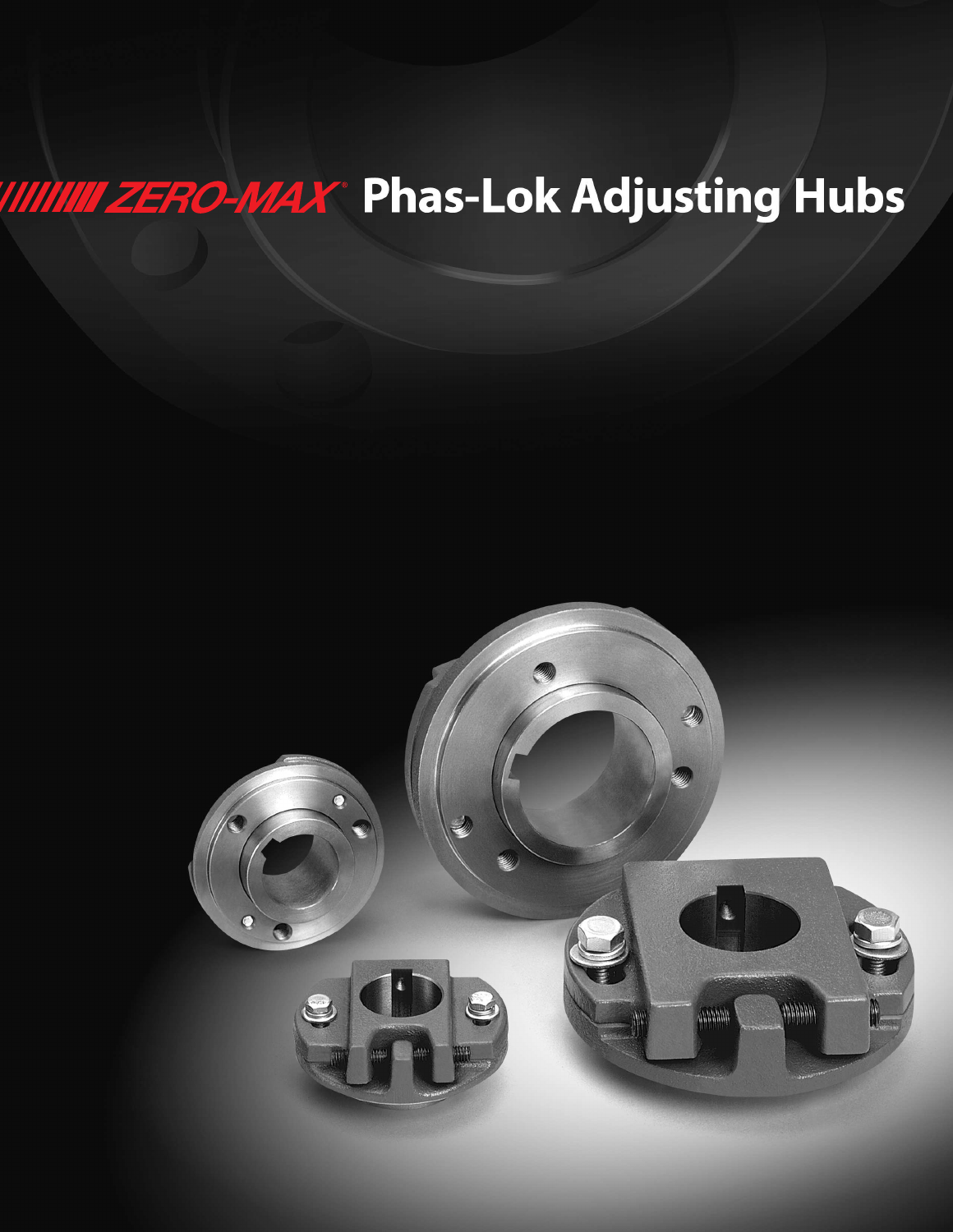# ZERO-MAX® Phas-Lok Adjusting Hubs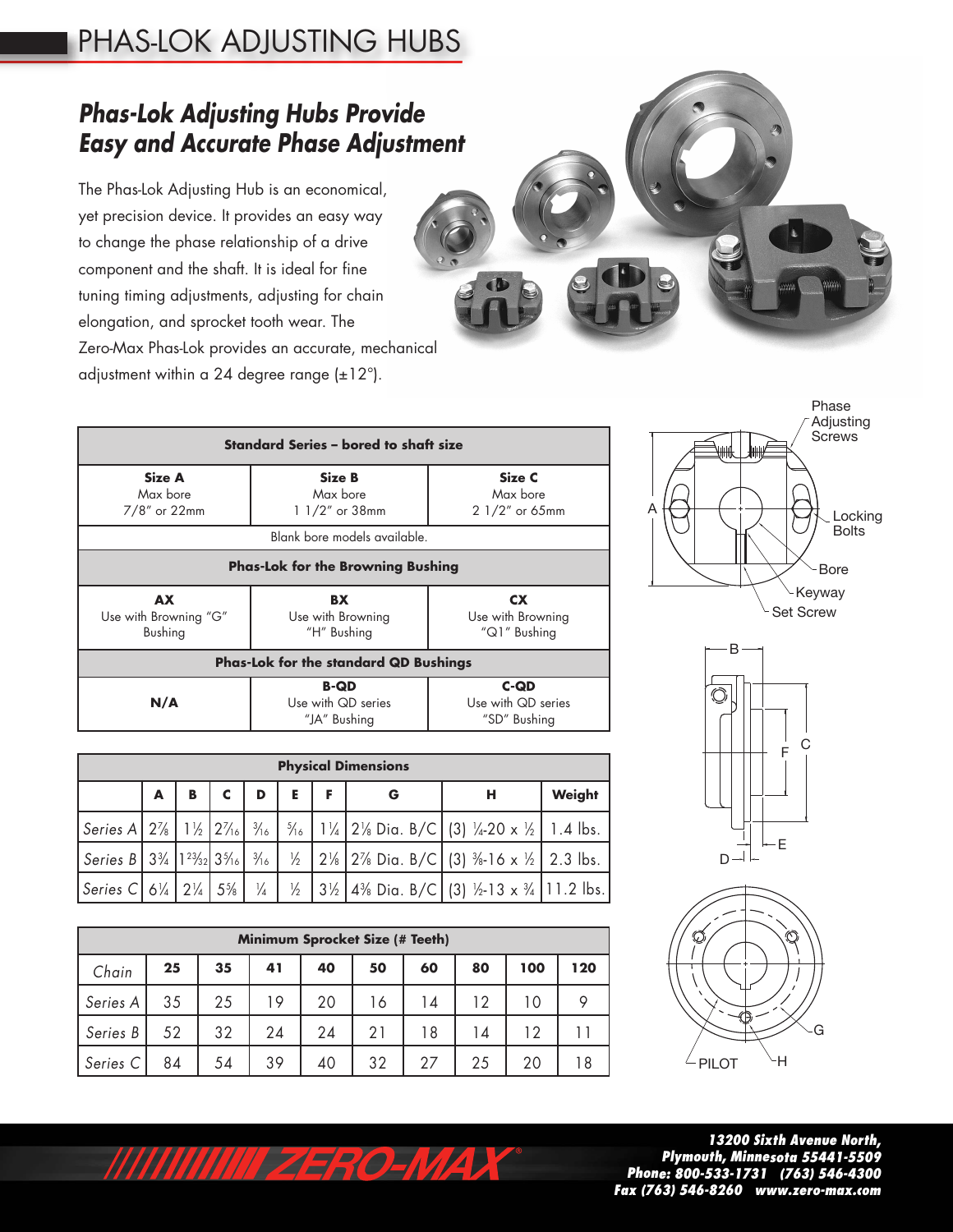# PHAS-LOK ADJUSTING HUBS

## *Phas-Lok Adjusting Hubs Provide Easy and Accurate Phase Adjustment*

The Phas-Lok Adjusting Hub is an economical, yet precision device. It provides an easy way to change the phase relationship of a drive component and the shaft. It is ideal for fine tuning timing adjustments, adjusting for chain elongation, and sprocket tooth wear. The Zero-Max Phas-Lok provides an accurate, mechanical adjustment within a 24 degree range (±12°).

| Standard Series – bored to shaft size | | |
|---|---|---|
| **Size A** Max bore 7/8" or 22mm | **Size B** Max bore 1 1/2" or 38mm | **Size C** Max bore 2 1/2" or 65mm |
| Blank bore models available. | | |
| **Phas-Lok for the Browning Bushing** | | |
| **AX** Use with Browning "G" Bushing | **BX** Use with Browning "H" Bushing | **CX** Use with Browning "Q1" Bushing |
| **Phas-Lok for the standard QD Bushings** | | |
| **N/A** | **B-QD** Use with QD series "JA" Bushing | **C-QD** Use with QD series "SD" Bushing |

Phase Adjusting Screws

A

Locking Bolts

Bore

Keyway

Set Screw

B

C

F

D

E

G

PILOT

H

| Physical Dimensions | | | | | | | | | |
|---|---|---|---|---|---|---|---|---|---|
| | **A** | **B** | **C** | **D** | **E** | **F** | **G** | **H** | **Weight** |
| *Series A* | 2⅞ | 1½ | 2⁷⁄₁₆ | ³⁄₁₆ | ⁵⁄₁₆ | 1¼ | 2⅛ Dia. B/C | (3) ¼-20 x ½ | 1.4 lbs. |
| *Series B* | 3¾ | 1²³⁄₃₂ | 3⁵⁄₁₆ | ³⁄₁₆ | ½ | 2⅛ | 2⅞ Dia. B/C | (3) ⅜-16 x ½ | 2.3 lbs. |
| *Series C* | 6¼ | 2¼ | 5⅝ | ¼ | ½ | 3½ | 4⅜ Dia. B/C | (3) ½-13 x ¾ | 11.2 lbs. |

| Minimum Sprocket Size (# Teeth) | | | | | | | | | |
|---|---|---|---|---|---|---|---|---|---|
| *Chain* | **25** | **35** | **41** | **40** | **50** | **60** | **80** | **100** | **120** |
| *Series A* | 35 | 25 | 19 | 20 | 16 | 14 | 12 | 10 | 9 |
| *Series B* | 52 | 32 | 24 | 24 | 21 | 18 | 14 | 12 | 11 |
| *Series C* | 84 | 54 | 39 | 40 | 32 | 27 | 25 | 20 | 18 |

ZERO-MAX®

**13200 Sixth Avenue North, Plymouth, Minnesota 55441-5509**
**Phone: 800-533-1731 (763) 546-4300**
**Fax (763) 546-8260 www.zero-max.com**